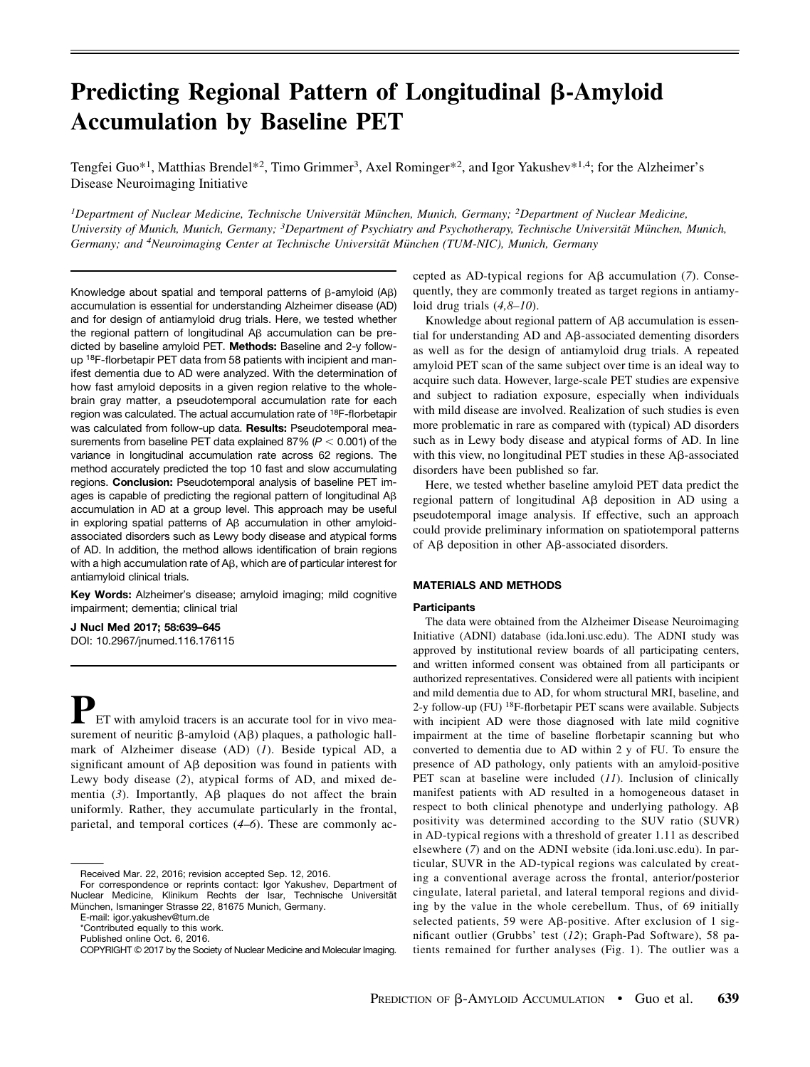# Predicting Regional Pattern of Longitudinal β-Amyloid Accumulation by Baseline PET

Tengfei Guo*[1], Matthias Brendel*[2], Timo Grimmer[3], Axel Rominger*[2], and Igor Yakushev*[1,4]; for the Alzheimer's Disease Neuroimaging Initiative

[1]Department of Nuclear Medicine, Technische Universität München, Munich, Germany; [2]Department of Nuclear Medicine, University of Munich, Munich, Germany; [3]Department of Psychiatry and Psychotherapy, Technische Universität München, Munich, Germany; and [4]Neuroimaging Center at Technische Universität München (TUM-NIC), Munich, Germany

Knowledge about spatial and temporal patterns of β-amyloid (Aβ) accumulation is essential for understanding Alzheimer disease (AD) and for design of antiamyloid drug trials. Here, we tested whether the regional pattern of longitudinal Aβ accumulation can be predicted by baseline amyloid PET. **Methods:** Baseline and 2-y follow-up $^{18}$F-florbetapir PET data from 58 patients with incipient and manifest dementia due to AD were analyzed. With the determination of how fast amyloid deposits in a given region relative to the whole-brain gray matter, a pseudotemporal accumulation rate for each region was calculated. The actual accumulation rate of $^{18}$F-florbetapir was calculated from follow-up data. **Results:** Pseudotemporal measurements from baseline PET data explained 87% ($P < 0.001$) of the variance in longitudinal accumulation rate across 62 regions. The method accurately predicted the top 10 fast and slow accumulating regions. **Conclusion:** Pseudotemporal analysis of baseline PET images is capable of predicting the regional pattern of longitudinal Aβ accumulation in AD at a group level. This approach may be useful in exploring spatial patterns of Aβ accumulation in other amyloid-associated disorders such as Lewy body disease and atypical forms of AD. In addition, the method allows identification of brain regions with a high accumulation rate of Aβ, which are of particular interest for antiamyloid clinical trials.

**Key Words:** Alzheimer's disease; amyloid imaging; mild cognitive impairment; dementia; clinical trial

**J Nucl Med 2017; 58:639–645**
DOI: 10.2967/jnumed.116.176115

PET with amyloid tracers is an accurate tool for in vivo measurement of neuritic β-amyloid (Aβ) plaques, a pathologic hallmark of Alzheimer disease (AD) (*1*). Beside typical AD, a significant amount of Aβ deposition was found in patients with Lewy body disease (*2*), atypical forms of AD, and mixed dementia (*3*). Importantly, Aβ plaques do not affect the brain uniformly. Rather, they accumulate particularly in the frontal, parietal, and temporal cortices (*4–6*). These are commonly accepted as AD-typical regions for Aβ accumulation (*7*). Consequently, they are commonly treated as target regions in antiamyloid drug trials (*4,8–10*).

Received Mar. 22, 2016; revision accepted Sep. 12, 2016.
For correspondence or reprints contact: Igor Yakushev, Department of Nuclear Medicine, Klinikum Rechts der Isar, Technische Universität München, Ismaninger Strasse 22, 81675 Munich, Germany.
E-mail: igor.yakushev@tum.de
*Contributed equally to this work.
Published online Oct. 6, 2016.
COPYRIGHT © 2017 by the Society of Nuclear Medicine and Molecular Imaging.

Knowledge about regional pattern of Aβ accumulation is essential for understanding AD and Aβ-associated dementing disorders as well as for the design of antiamyloid drug trials. A repeated amyloid PET scan of the same subject over time is an ideal way to acquire such data. However, large-scale PET studies are expensive and subject to radiation exposure, especially when individuals with mild disease are involved. Realization of such studies is even more problematic in rare as compared with (typical) AD disorders such as in Lewy body disease and atypical forms of AD. In line with this view, no longitudinal PET studies in these Aβ-associated disorders have been published so far.

Here, we tested whether baseline amyloid PET data predict the regional pattern of longitudinal Aβ deposition in AD using a pseudotemporal image analysis. If effective, such an approach could provide preliminary information on spatiotemporal patterns of Aβ deposition in other Aβ-associated disorders.

## MATERIALS AND METHODS

### Participants

The data were obtained from the Alzheimer Disease Neuroimaging Initiative (ADNI) database (ida.loni.usc.edu). The ADNI study was approved by institutional review boards of all participating centers, and written informed consent was obtained from all participants or authorized representatives. Considered were all patients with incipient and mild dementia due to AD, for whom structural MRI, baseline, and 2-y follow-up (FU) $^{18}$F-florbetapir PET scans were available. Subjects with incipient AD were those diagnosed with late mild cognitive impairment at the time of baseline florbetapir scanning but who converted to dementia due to AD within 2 y of FU. To ensure the presence of AD pathology, only patients with an amyloid-positive PET scan at baseline were included (*11*). Inclusion of clinically manifest patients with AD resulted in a homogeneous dataset in respect to both clinical phenotype and underlying pathology. Aβ positivity was determined according to the SUV ratio (SUVR) in AD-typical regions with a threshold of greater 1.11 as described elsewhere (*7*) and on the ADNI website (ida.loni.usc.edu). In particular, SUVR in the AD-typical regions was calculated by creating a conventional average across the frontal, anterior/posterior cingulate, lateral parietal, and lateral temporal regions and dividing by the value in the whole cerebellum. Thus, of 69 initially selected patients, 59 were Aβ-positive. After exclusion of 1 significant outlier (Grubbs' test (*12*); Graph-Pad Software), 58 patients remained for further analyses (Fig. 1). The outlier was a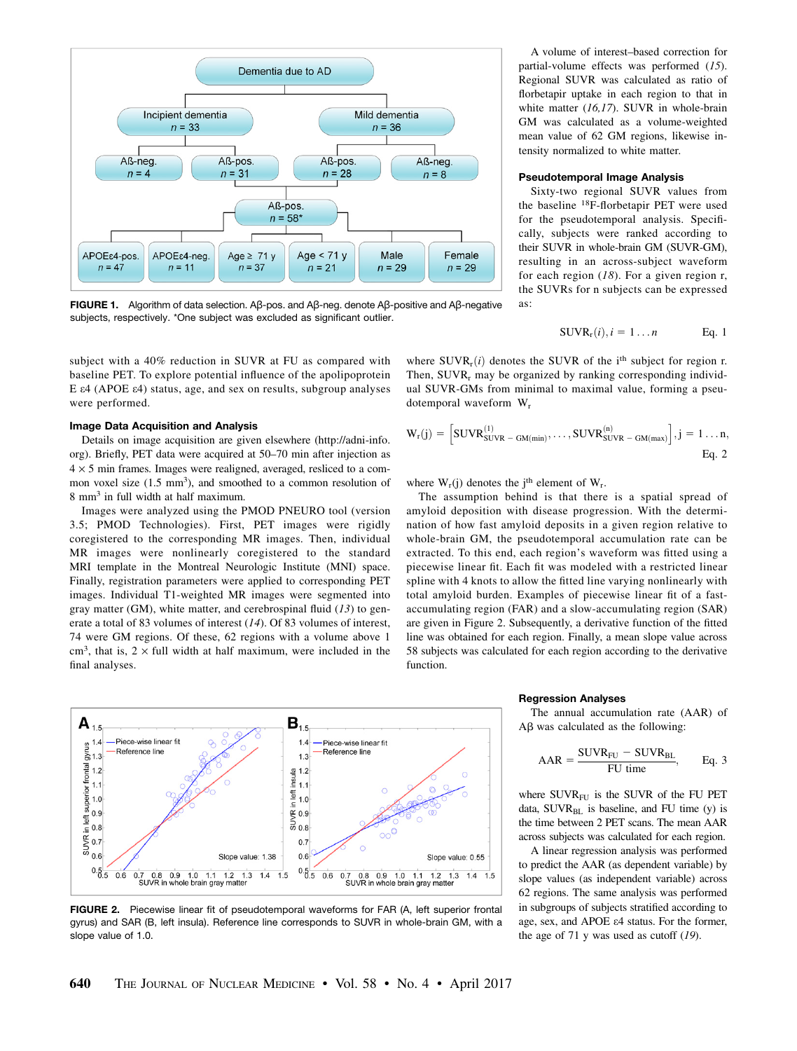FIGURE 1. Algorithm of data selection. Aβ-pos. and Aβ-neg. denote Aβ-positive and Aβ-negative subjects, respectively. *One subject was excluded as significant outlier.

subject with a 40% reduction in SUVR at FU as compared with baseline PET. To explore potential influence of the apolipoprotein E ε4 (APOE ε4) status, age, and sex on results, subgroup analyses were performed.

### Image Data Acquisition and Analysis

Details on image acquisition are given elsewhere (http://adni-info.org). Briefly, PET data were acquired at 50–70 min after injection as 4 × 5 min frames. Images were realigned, averaged, resliced to a common voxel size (1.5 mm$^3$), and smoothed to a common resolution of 8 mm$^3$ in full width at half maximum.

Images were analyzed using the PMOD PNEURO tool (version 3.5; PMOD Technologies). First, PET images were rigidly coregistered to the corresponding MR images. Then, individual MR images were nonlinearly coregistered to the standard MRI template in the Montreal Neurologic Institute (MNI) space. Finally, registration parameters were applied to corresponding PET images. Individual T1-weighted MR images were segmented into gray matter (GM), white matter, and cerebrospinal fluid (*13*) to generate a total of 83 volumes of interest (*14*). Of 83 volumes of interest, 74 were GM regions. Of these, 62 regions with a volume above 1 cm$^3$, that is, 2 × full width at half maximum, were included in the final analyses.

A volume of interest–based correction for partial-volume effects was performed (*15*). Regional SUVR was calculated as ratio of florbetapir uptake in each region to that in white matter (*16,17*). SUVR in whole-brain GM was calculated as a volume-weighted mean value of 62 GM regions, likewise intensity normalized to white matter.

### Pseudotemporal Image Analysis

Sixty-two regional SUVR values from the baseline $^{18}$F-florbetapir PET were used for the pseudotemporal analysis. Specifically, subjects were ranked according to their SUVR in whole-brain GM (SUVR-GM), resulting in an across-subject waveform for each region (*18*). For a given region r, the SUVRs for n subjects can be expressed as:

$$SUVR_r(i), i = 1 \ldots n \qquad \text{Eq. 1}$$

where $SUVR_r(i)$ denotes the SUVR of the i$^{th}$ subject for region r. Then, $SUVR_r$ may be organized by ranking corresponding individual SUVR-GMs from minimal to maximal value, forming a pseudotemporal waveform $W_r$

$$W_r(j) = \left[SUVR^{(1)}_{SUVR-GM(min)}, \ldots, SUVR^{(n)}_{SUVR-GM(max)}\right], j = 1 \ldots n, \qquad \text{Eq. 2}$$

where $W_r(j)$ denotes the j$^{th}$ element of $W_r$.

The assumption behind is that there is a spatial spread of amyloid deposition with disease progression. With the determination of how fast amyloid deposits in a given region relative to whole-brain GM, the pseudotemporal accumulation rate can be extracted. To this end, each region's waveform was fitted using a piecewise linear fit. Each fit was modeled with a restricted linear spline with 4 knots to allow the fitted line varying nonlinearly with total amyloid burden. Examples of piecewise linear fit of a fast-accumulating region (FAR) and a slow-accumulating region (SAR) are given in Figure 2. Subsequently, a derivative function of the fitted line was obtained for each region. Finally, a mean slope value across 58 subjects was calculated for each region according to the derivative function.

FIGURE 2. Piecewise linear fit of pseudotemporal waveforms for FAR (A, left superior frontal gyrus) and SAR (B, left insula). Reference line corresponds to SUVR in whole-brain GM, with a slope value of 1.0.

### Regression Analyses

The annual accumulation rate (AAR) of Aβ was calculated as the following:

$$AAR = \frac{SUVR_{FU} - SUVR_{BL}}{FU\ time}, \qquad \text{Eq. 3}$$

where $SUVR_{FU}$ is the SUVR of the FU PET data, $SUVR_{BL}$ is baseline, and FU time (y) is the time between 2 PET scans. The mean AAR across subjects was calculated for each region.

A linear regression analysis was performed to predict the AAR (as dependent variable) by slope values (as independent variable) across 62 regions. The same analysis was performed in subgroups of subjects stratified according to age, sex, and APOE ε4 status. For the former, the age of 71 y was used as cutoff (*19*).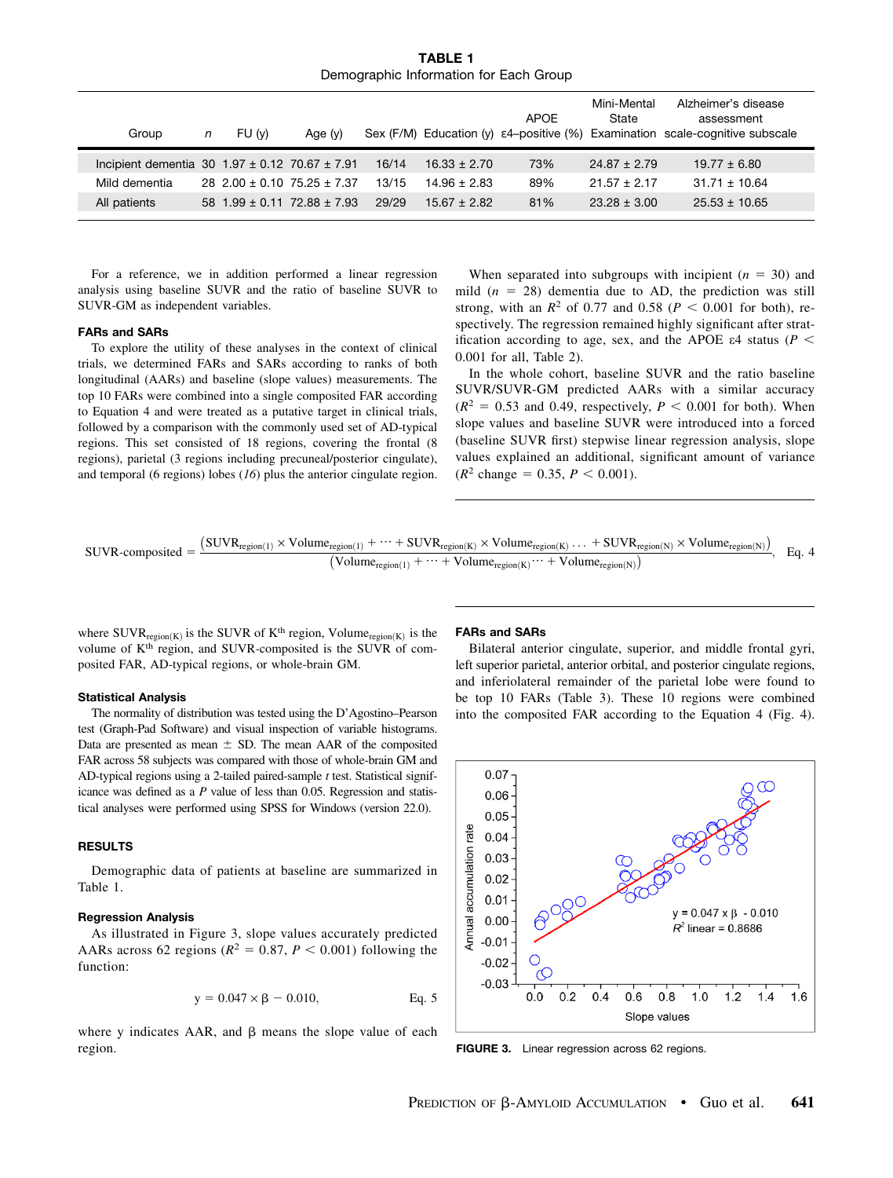**TABLE 1**
Demographic Information for Each Group

| Group | $n$ | FU (y) | Age (y) | Sex (F/M) | Education (y) | APOE ε4–positive (%) | Mini-Mental State Examination | Alzheimer's disease assessment scale-cognitive subscale |
|---|---|---|---|---|---|---|---|---|
| Incipient dementia | 30 | 1.97 ± 0.12 | 70.67 ± 7.91 | 16/14 | 16.33 ± 2.70 | 73% | 24.87 ± 2.79 | 19.77 ± 6.80 |
| Mild dementia | 28 | 2.00 ± 0.10 | 75.25 ± 7.37 | 13/15 | 14.96 ± 2.83 | 89% | 21.57 ± 2.17 | 31.71 ± 10.64 |
| All patients | 58 | 1.99 ± 0.11 | 72.88 ± 7.93 | 29/29 | 15.67 ± 2.82 | 81% | 23.28 ± 3.00 | 25.53 ± 10.65 |

For a reference, we in addition performed a linear regression analysis using baseline SUVR and the ratio of baseline SUVR to SUVR-GM as independent variables.

### FARs and SARs

To explore the utility of these analyses in the context of clinical trials, we determined FARs and SARs according to ranks of both longitudinal (AARs) and baseline (slope values) measurements. The top 10 FARs were combined into a single composited FAR according to Equation 4 and were treated as a putative target in clinical trials, followed by a comparison with the commonly used set of AD-typical regions. This set consisted of 18 regions, covering the frontal (8 regions), parietal (3 regions including precuneal/posterior cingulate), and temporal (6 regions) lobes (*16*) plus the anterior cingulate region.

$$\text{SUVR-composited} = \frac{\left(\text{SUVR}_{\text{region}(1)} \times \text{Volume}_{\text{region}(1)} + \cdots + \text{SUVR}_{\text{region}(K)} \times \text{Volume}_{\text{region}(K)} \ldots + \text{SUVR}_{\text{region}(N)} \times \text{Volume}_{\text{region}(N)}\right)}{\left(\text{Volume}_{\text{region}(1)} + \cdots + \text{Volume}_{\text{region}(K)} \cdots + \text{Volume}_{\text{region}(N)}\right)}, \quad \text{Eq. 4}$$

where $\text{SUVR}_{\text{region(K)}}$ is the SUVR of $K^{\text{th}}$ region, $\text{Volume}_{\text{region(K)}}$ is the volume of $K^{\text{th}}$ region, and SUVR-composited is the SUVR of composited FAR, AD-typical regions, or whole-brain GM.

### Statistical Analysis

The normality of distribution was tested using the D'Agostino–Pearson test (Graph-Pad Software) and visual inspection of variable histograms. Data are presented as mean ± SD. The mean AAR of the composited FAR across 58 subjects was compared with those of whole-brain GM and AD-typical regions using a 2-tailed paired-sample $t$ test. Statistical significance was defined as a $P$ value of less than 0.05. Regression and statistical analyses were performed using SPSS for Windows (version 22.0).

## RESULTS

Demographic data of patients at baseline are summarized in Table 1.

### Regression Analysis

As illustrated in Figure 3, slope values accurately predicted AARs across 62 regions ($R^2 = 0.87$, $P < 0.001$) following the function:

$$y = 0.047 \times \beta - 0.010, \quad \text{Eq. 5}$$

where y indicates AAR, and β means the slope value of each region.

When separated into subgroups with incipient ($n = 30$) and mild ($n = 28$) dementia due to AD, the prediction was still strong, with an $R^2$ of 0.77 and 0.58 ($P < 0.001$ for both), respectively. The regression remained highly significant after stratification according to age, sex, and the APOE ε4 status ($P < 0.001$ for all, Table 2).

In the whole cohort, baseline SUVR and the ratio baseline SUVR/SUVR-GM predicted AARs with a similar accuracy ($R^2 = 0.53$ and 0.49, respectively, $P < 0.001$ for both). When slope values and baseline SUVR were introduced into a forced (baseline SUVR first) stepwise linear regression analysis, slope values explained an additional, significant amount of variance ($R^2$ change = 0.35, $P < 0.001$).

### FARs and SARs

Bilateral anterior cingulate, superior, and middle frontal gyri, left superior parietal, anterior orbital, and posterior cingulate regions, and inferiolateral remainder of the parietal lobe were found to be top 10 FARs (Table 3). These 10 regions were combined into the composited FAR according to the Equation 4 (Fig. 4).

**FIGURE 3.** Linear regression across 62 regions.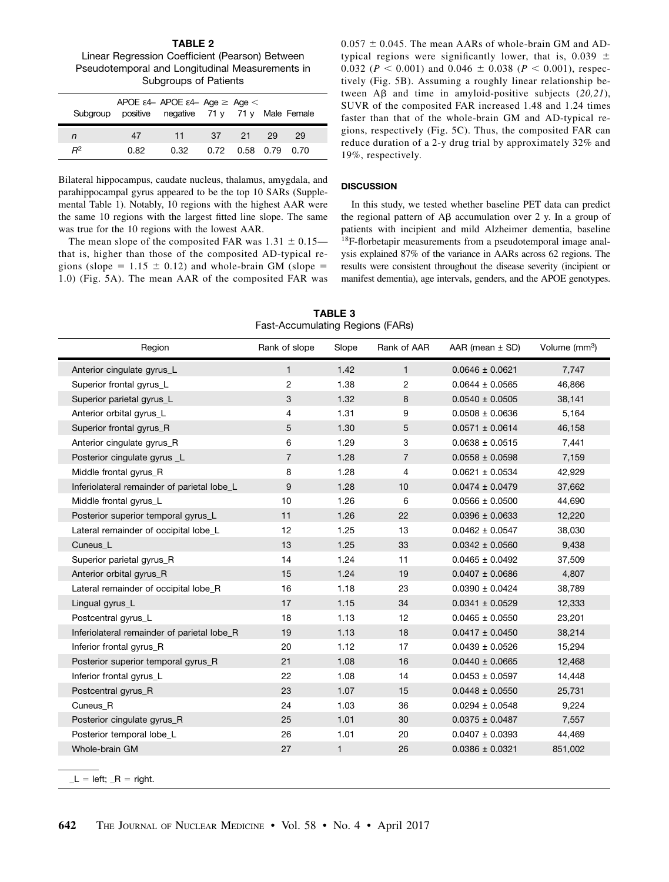**TABLE 2**
Linear Regression Coefficient (Pearson) Between Pseudotemporal and Longitudinal Measurements in Subgroups of Patients

| Subgroup | APOE ε4– positive | APOE ε4– negative | Age ≥ 71 y | Age < 71 y | Male | Female |
|---|---|---|---|---|---|---|
| $n$ | 47 | 11 | 37 | 21 | 29 | 29 |
| $R^2$ | 0.82 | 0.32 | 0.72 | 0.58 | 0.79 | 0.70 |

Bilateral hippocampus, caudate nucleus, thalamus, amygdala, and parahippocampal gyrus appeared to be the top 10 SARs (Supplemental Table 1). Notably, 10 regions with the highest AAR were the same 10 regions with the largest fitted line slope. The same was true for the 10 regions with the lowest AAR.

The mean slope of the composited FAR was 1.31 ± 0.15—that is, higher than those of the composited AD-typical regions (slope = 1.15 ± 0.12) and whole-brain GM (slope = 1.0) (Fig. 5A). The mean AAR of the composited FAR was 0.057 ± 0.045. The mean AARs of whole-brain GM and AD-typical regions were significantly lower, that is, 0.039 ± 0.032 ($P < 0.001$) and 0.046 ± 0.038 ($P < 0.001$), respectively (Fig. 5B). Assuming a roughly linear relationship between Aβ and time in amyloid-positive subjects (*20,21*), SUVR of the composited FAR increased 1.48 and 1.24 times faster than that of the whole-brain GM and AD-typical regions, respectively (Fig. 5C). Thus, the composited FAR can reduce duration of a 2-y drug trial by approximately 32% and 19%, respectively.

## DISCUSSION

In this study, we tested whether baseline PET data can predict the regional pattern of Aβ accumulation over 2 y. In a group of patients with incipient and mild Alzheimer dementia, baseline $^{18}$F-florbetapir measurements from a pseudotemporal image analysis explained 87% of the variance in AARs across 62 regions. The results were consistent throughout the disease severity (incipient or manifest dementia), age intervals, genders, and the APOE genotypes.

**TABLE 3**
Fast-Accumulating Regions (FARs)

| Region | Rank of slope | Slope | Rank of AAR | AAR (mean ± SD) | Volume (mm$^3$) |
|---|---|---|---|---|---|
| Anterior cingulate gyrus_L | 1 | 1.42 | 1 | 0.0646 ± 0.0621 | 7,747 |
| Superior frontal gyrus_L | 2 | 1.38 | 2 | 0.0644 ± 0.0565 | 46,866 |
| Superior parietal gyrus_L | 3 | 1.32 | 8 | 0.0540 ± 0.0505 | 38,141 |
| Anterior orbital gyrus_L | 4 | 1.31 | 9 | 0.0508 ± 0.0636 | 5,164 |
| Superior frontal gyrus_R | 5 | 1.30 | 5 | 0.0571 ± 0.0614 | 46,158 |
| Anterior cingulate gyrus_R | 6 | 1.29 | 3 | 0.0638 ± 0.0515 | 7,441 |
| Posterior cingulate gyrus _L | 7 | 1.28 | 7 | 0.0558 ± 0.0598 | 7,159 |
| Middle frontal gyrus_R | 8 | 1.28 | 4 | 0.0621 ± 0.0534 | 42,929 |
| Inferiolateral remainder of parietal lobe_L | 9 | 1.28 | 10 | 0.0474 ± 0.0479 | 37,662 |
| Middle frontal gyrus_L | 10 | 1.26 | 6 | 0.0566 ± 0.0500 | 44,690 |
| Posterior superior temporal gyrus_L | 11 | 1.26 | 22 | 0.0396 ± 0.0633 | 12,220 |
| Lateral remainder of occipital lobe_L | 12 | 1.25 | 13 | 0.0462 ± 0.0547 | 38,030 |
| Cuneus_L | 13 | 1.25 | 33 | 0.0342 ± 0.0560 | 9,438 |
| Superior parietal gyrus_R | 14 | 1.24 | 11 | 0.0465 ± 0.0492 | 37,509 |
| Anterior orbital gyrus_R | 15 | 1.24 | 19 | 0.0407 ± 0.0686 | 4,807 |
| Lateral remainder of occipital lobe_R | 16 | 1.18 | 23 | 0.0390 ± 0.0424 | 38,789 |
| Lingual gyrus_L | 17 | 1.15 | 34 | 0.0341 ± 0.0529 | 12,333 |
| Postcentral gyrus_L | 18 | 1.13 | 12 | 0.0465 ± 0.0550 | 23,201 |
| Inferiolateral remainder of parietal lobe_R | 19 | 1.13 | 18 | 0.0417 ± 0.0450 | 38,214 |
| Inferior frontal gyrus_R | 20 | 1.12 | 17 | 0.0439 ± 0.0526 | 15,294 |
| Posterior superior temporal gyrus_R | 21 | 1.08 | 16 | 0.0440 ± 0.0665 | 12,468 |
| Inferior frontal gyrus_L | 22 | 1.08 | 14 | 0.0453 ± 0.0597 | 14,448 |
| Postcentral gyrus_R | 23 | 1.07 | 15 | 0.0448 ± 0.0550 | 25,731 |
| Cuneus_R | 24 | 1.03 | 36 | 0.0294 ± 0.0548 | 9,224 |
| Posterior cingulate gyrus_R | 25 | 1.01 | 30 | 0.0375 ± 0.0487 | 7,557 |
| Posterior temporal lobe_L | 26 | 1.01 | 20 | 0.0407 ± 0.0393 | 44,469 |
| Whole-brain GM | 27 | 1 | 26 | 0.0386 ± 0.0321 | 851,002 |

_L = left; _R = right.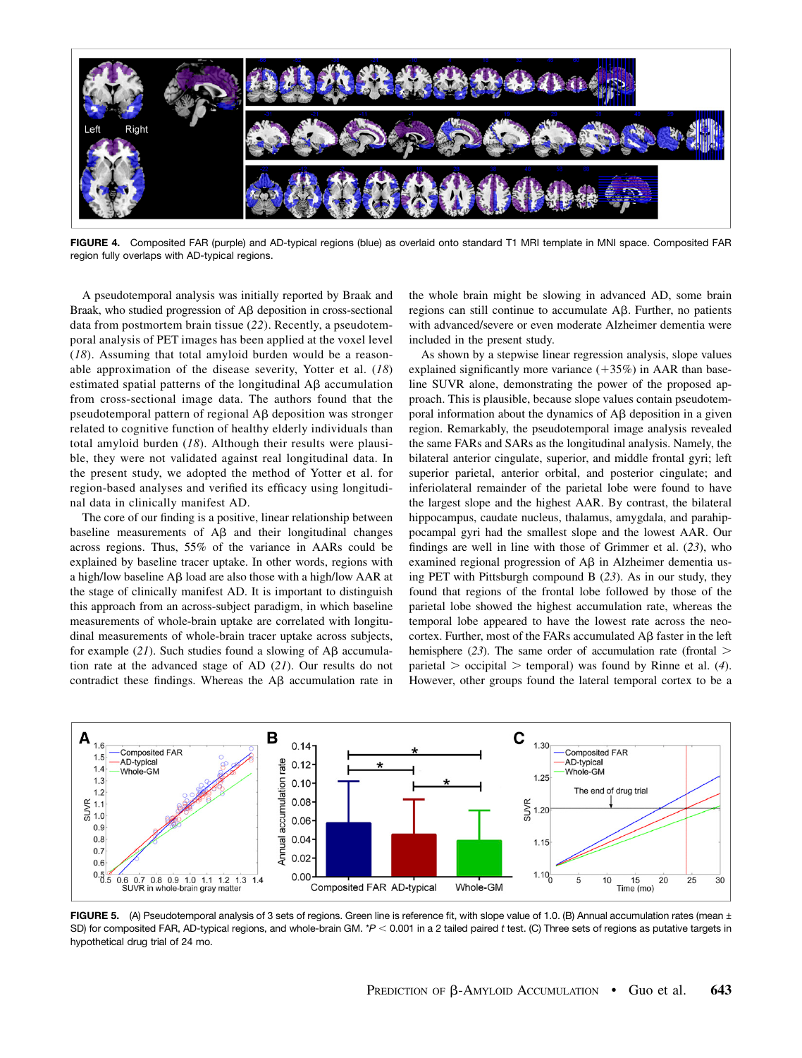**FIGURE 4.** Composited FAR (purple) and AD-typical regions (blue) as overlaid onto standard T1 MRI template in MNI space. Composited FAR region fully overlaps with AD-typical regions.

A pseudotemporal analysis was initially reported by Braak and Braak, who studied progression of Aβ deposition in cross-sectional data from postmortem brain tissue (*22*). Recently, a pseudotemporal analysis of PET images has been applied at the voxel level (*18*). Assuming that total amyloid burden would be a reasonable approximation of the disease severity, Yotter et al. (*18*) estimated spatial patterns of the longitudinal Aβ accumulation from cross-sectional image data. The authors found that the pseudotemporal pattern of regional Aβ deposition was stronger related to cognitive function of healthy elderly individuals than total amyloid burden (*18*). Although their results were plausible, they were not validated against real longitudinal data. In the present study, we adopted the method of Yotter et al. for region-based analyses and verified its efficacy using longitudinal data in clinically manifest AD.

The core of our finding is a positive, linear relationship between baseline measurements of Aβ and their longitudinal changes across regions. Thus, 55% of the variance in AARs could be explained by baseline tracer uptake. In other words, regions with a high/low baseline Aβ load are also those with a high/low AAR at the stage of clinically manifest AD. It is important to distinguish this approach from an across-subject paradigm, in which baseline measurements of whole-brain uptake are correlated with longitudinal measurements of whole-brain tracer uptake across subjects, for example (*21*). Such studies found a slowing of Aβ accumulation rate at the advanced stage of AD (*21*). Our results do not contradict these findings. Whereas the Aβ accumulation rate in the whole brain might be slowing in advanced AD, some brain regions can still continue to accumulate Aβ. Further, no patients with advanced/severe or even moderate Alzheimer dementia were included in the present study.

As shown by a stepwise linear regression analysis, slope values explained significantly more variance (+35%) in AAR than baseline SUVR alone, demonstrating the power of the proposed approach. This is plausible, because slope values contain pseudotemporal information about the dynamics of Aβ deposition in a given region. Remarkably, the pseudotemporal image analysis revealed the same FARs and SARs as the longitudinal analysis. Namely, the bilateral anterior cingulate, superior, and middle frontal gyri; left superior parietal, anterior orbital, and posterior cingulate; and inferiolateral remainder of the parietal lobe were found to have the largest slope and the highest AAR. By contrast, the bilateral hippocampus, caudate nucleus, thalamus, amygdala, and parahippocampal gyri had the smallest slope and the lowest AAR. Our findings are well in line with those of Grimmer et al. (*23*), who examined regional progression of Aβ in Alzheimer dementia using PET with Pittsburgh compound B (*23*). As in our study, they found that regions of the frontal lobe followed by those of the parietal lobe showed the highest accumulation rate, whereas the temporal lobe appeared to have the lowest rate across the neocortex. Further, most of the FARs accumulated Aβ faster in the left hemisphere (*23*). The same order of accumulation rate (frontal > parietal > occipital > temporal) was found by Rinne et al. (*4*). However, other groups found the lateral temporal cortex to be a

**FIGURE 5.** (A) Pseudotemporal analysis of 3 sets of regions. Green line is reference fit, with slope value of 1.0. (B) Annual accumulation rates (mean ± SD) for composited FAR, AD-typical regions, and whole-brain GM. $^*P < 0.001$ in a 2 tailed paired $t$ test. (C) Three sets of regions as putative targets in hypothetical drug trial of 24 mo.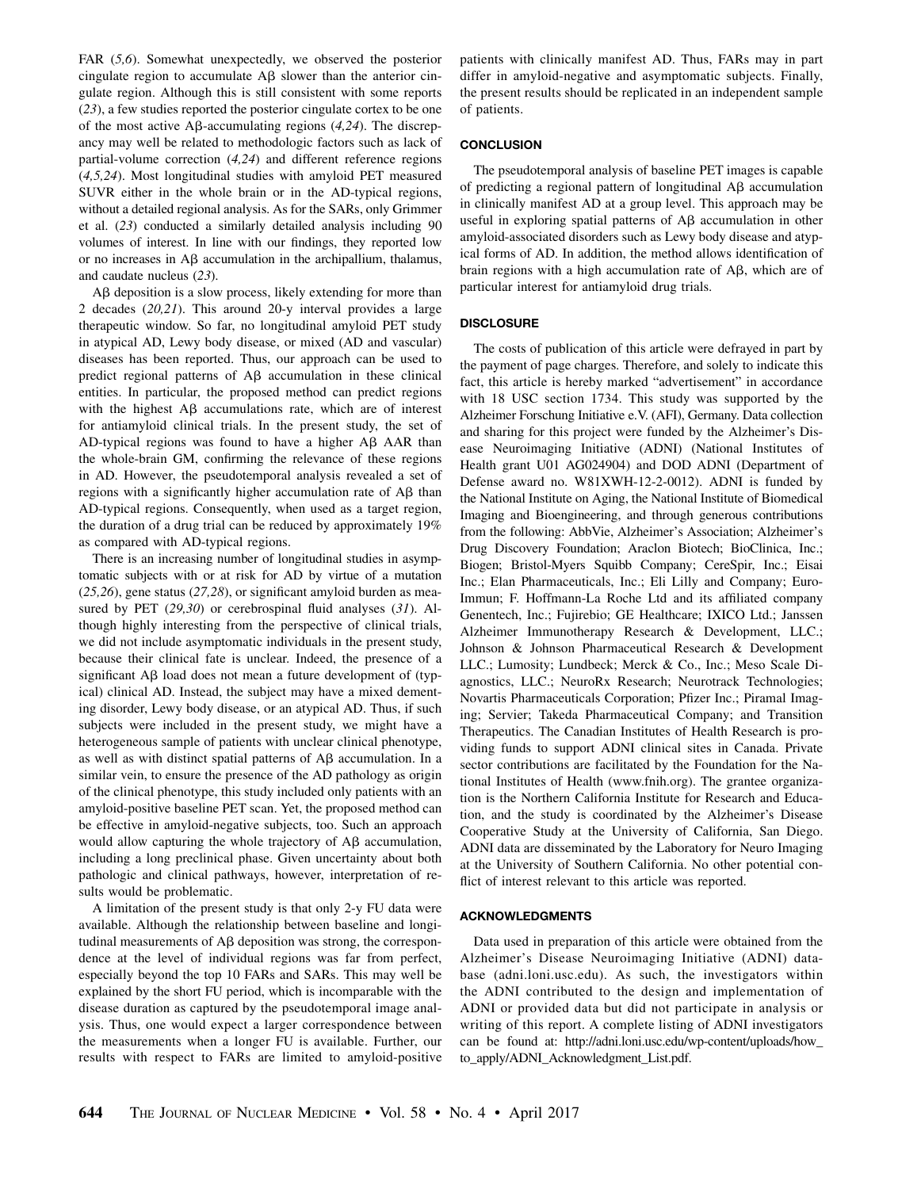FAR (5,6). Somewhat unexpectedly, we observed the posterior cingulate region to accumulate Aβ slower than the anterior cingulate region. Although this is still consistent with some reports (23), a few studies reported the posterior cingulate cortex to be one of the most active Aβ-accumulating regions (4,24). The discrepancy may well be related to methodologic factors such as lack of partial-volume correction (4,24) and different reference regions (4,5,24). Most longitudinal studies with amyloid PET measured SUVR either in the whole brain or in the AD-typical regions, without a detailed regional analysis. As for the SARs, only Grimmer et al. (23) conducted a similarly detailed analysis including 90 volumes of interest. In line with our findings, they reported low or no increases in Aβ accumulation in the archipallium, thalamus, and caudate nucleus (23).

Aβ deposition is a slow process, likely extending for more than 2 decades (20,21). This around 20-y interval provides a large therapeutic window. So far, no longitudinal amyloid PET study in atypical AD, Lewy body disease, or mixed (AD and vascular) diseases has been reported. Thus, our approach can be used to predict regional patterns of Aβ accumulation in these clinical entities. In particular, the proposed method can predict regions with the highest Aβ accumulations rate, which are of interest for antiamyloid clinical trials. In the present study, the set of AD-typical regions was found to have a higher Aβ AAR than the whole-brain GM, confirming the relevance of these regions in AD. However, the pseudotemporal analysis revealed a set of regions with a significantly higher accumulation rate of Aβ than AD-typical regions. Consequently, when used as a target region, the duration of a drug trial can be reduced by approximately 19% as compared with AD-typical regions.

There is an increasing number of longitudinal studies in asymptomatic subjects with or at risk for AD by virtue of a mutation (25,26), gene status (27,28), or significant amyloid burden as measured by PET (29,30) or cerebrospinal fluid analyses (31). Although highly interesting from the perspective of clinical trials, we did not include asymptomatic individuals in the present study, because their clinical fate is unclear. Indeed, the presence of a significant Aβ load does not mean a future development of (typical) clinical AD. Instead, the subject may have a mixed dementing disorder, Lewy body disease, or an atypical AD. Thus, if such subjects were included in the present study, we might have a heterogeneous sample of patients with unclear clinical phenotype, as well as with distinct spatial patterns of Aβ accumulation. In a similar vein, to ensure the presence of the AD pathology as origin of the clinical phenotype, this study included only patients with an amyloid-positive baseline PET scan. Yet, the proposed method can be effective in amyloid-negative subjects, too. Such an approach would allow capturing the whole trajectory of Aβ accumulation, including a long preclinical phase. Given uncertainty about both pathologic and clinical pathways, however, interpretation of results would be problematic.

A limitation of the present study is that only 2-y FU data were available. Although the relationship between baseline and longitudinal measurements of Aβ deposition was strong, the correspondence at the level of individual regions was far from perfect, especially beyond the top 10 FARs and SARs. This may well be explained by the short FU period, which is incomparable with the disease duration as captured by the pseudotemporal image analysis. Thus, one would expect a larger correspondence between the measurements when a longer FU is available. Further, our results with respect to FARs are limited to amyloid-positive patients with clinically manifest AD. Thus, FARs may in part differ in amyloid-negative and asymptomatic subjects. Finally, the present results should be replicated in an independent sample of patients.

## CONCLUSION

The pseudotemporal analysis of baseline PET images is capable of predicting a regional pattern of longitudinal Aβ accumulation in clinically manifest AD at a group level. This approach may be useful in exploring spatial patterns of Aβ accumulation in other amyloid-associated disorders such as Lewy body disease and atypical forms of AD. In addition, the method allows identification of brain regions with a high accumulation rate of Aβ, which are of particular interest for antiamyloid drug trials.

## DISCLOSURE

The costs of publication of this article were defrayed in part by the payment of page charges. Therefore, and solely to indicate this fact, this article is hereby marked "advertisement" in accordance with 18 USC section 1734. This study was supported by the Alzheimer Forschung Initiative e.V. (AFI), Germany. Data collection and sharing for this project were funded by the Alzheimer's Disease Neuroimaging Initiative (ADNI) (National Institutes of Health grant U01 AG024904) and DOD ADNI (Department of Defense award no. W81XWH-12-2-0012). ADNI is funded by the National Institute on Aging, the National Institute of Biomedical Imaging and Bioengineering, and through generous contributions from the following: AbbVie, Alzheimer's Association; Alzheimer's Drug Discovery Foundation; Araclon Biotech; BioClinica, Inc.; Biogen; Bristol-Myers Squibb Company; CereSpir, Inc.; Eisai Inc.; Elan Pharmaceuticals, Inc.; Eli Lilly and Company; EuroImmun; F. Hoffmann-La Roche Ltd and its affiliated company Genentech, Inc.; Fujirebio; GE Healthcare; IXICO Ltd.; Janssen Alzheimer Immunotherapy Research & Development, LLC.; Johnson & Johnson Pharmaceutical Research & Development LLC.; Lumosity; Lundbeck; Merck & Co., Inc.; Meso Scale Diagnostics, LLC.; NeuroRx Research; Neurotrack Technologies; Novartis Pharmaceuticals Corporation; Pfizer Inc.; Piramal Imaging; Servier; Takeda Pharmaceutical Company; and Transition Therapeutics. The Canadian Institutes of Health Research is providing funds to support ADNI clinical sites in Canada. Private sector contributions are facilitated by the Foundation for the National Institutes of Health (www.fnih.org). The grantee organization is the Northern California Institute for Research and Education, and the study is coordinated by the Alzheimer's Disease Cooperative Study at the University of California, San Diego. ADNI data are disseminated by the Laboratory for Neuro Imaging at the University of Southern California. No other potential conflict of interest relevant to this article was reported.

## ACKNOWLEDGMENTS

Data used in preparation of this article were obtained from the Alzheimer's Disease Neuroimaging Initiative (ADNI) database (adni.loni.usc.edu). As such, the investigators within the ADNI contributed to the design and implementation of ADNI or provided data but did not participate in analysis or writing of this report. A complete listing of ADNI investigators can be found at: http://adni.loni.usc.edu/wp-content/uploads/how_to_apply/ADNI_Acknowledgment_List.pdf.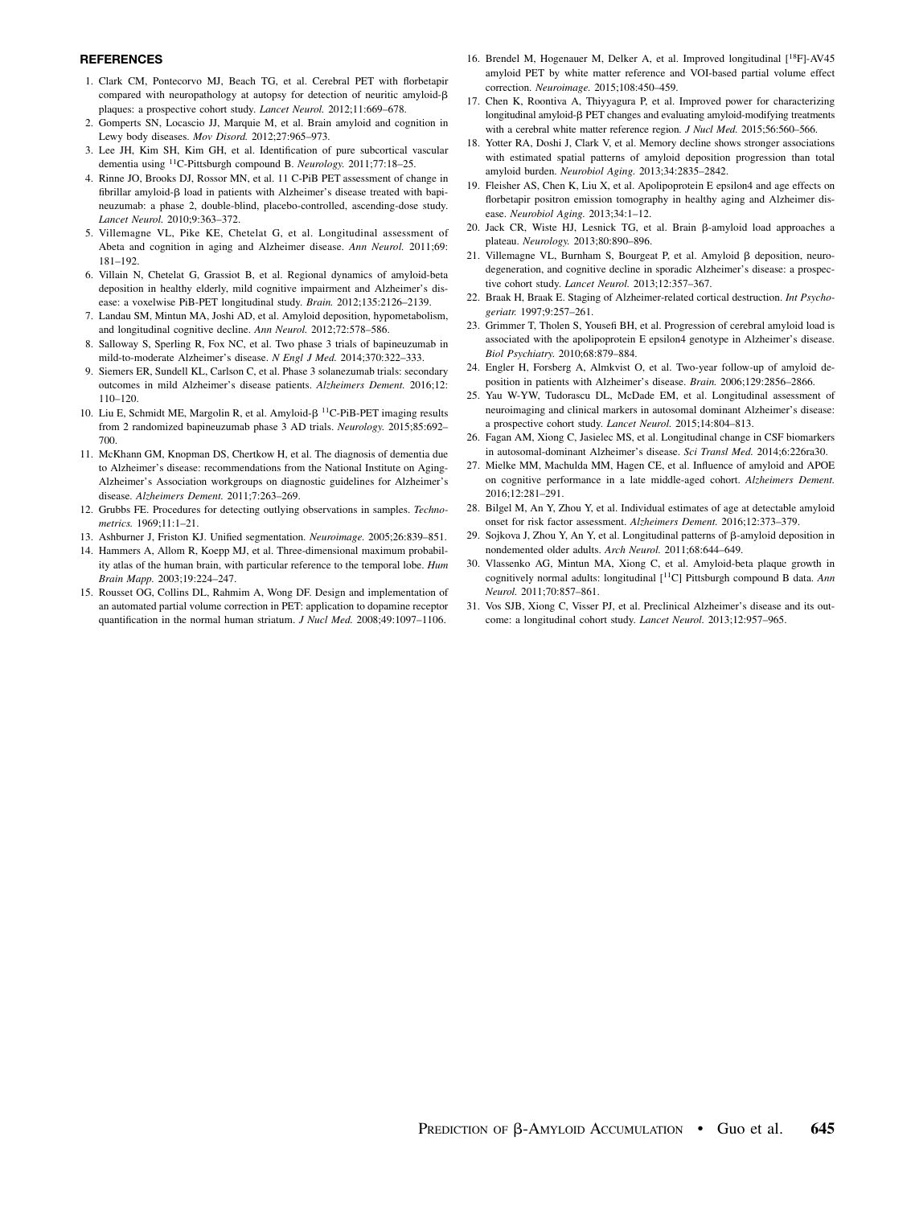## REFERENCES

1. Clark CM, Pontecorvo MJ, Beach TG, et al. Cerebral PET with florbetapir compared with neuropathology at autopsy for detection of neuritic amyloid-β plaques: a prospective cohort study. *Lancet Neurol.* 2012;11:669–678.
2. Gomperts SN, Locascio JJ, Marquie M, et al. Brain amyloid and cognition in Lewy body diseases. *Mov Disord.* 2012;27:965–973.
3. Lee JH, Kim SH, Kim GH, et al. Identification of pure subcortical vascular dementia using $^{11}$C-Pittsburgh compound B. *Neurology.* 2011;77:18–25.
4. Rinne JO, Brooks DJ, Rossor MN, et al. 11 C-PiB PET assessment of change in fibrillar amyloid-β load in patients with Alzheimer's disease treated with bapineuzumab: a phase 2, double-blind, placebo-controlled, ascending-dose study. *Lancet Neurol.* 2010;9:363–372.
5. Villemagne VL, Pike KE, Chetelat G, et al. Longitudinal assessment of Abeta and cognition in aging and Alzheimer disease. *Ann Neurol.* 2011;69: 181–192.
6. Villain N, Chetelat G, Grassiot B, et al. Regional dynamics of amyloid-beta deposition in healthy elderly, mild cognitive impairment and Alzheimer's disease: a voxelwise PiB-PET longitudinal study. *Brain.* 2012;135:2126–2139.
7. Landau SM, Mintun MA, Joshi AD, et al. Amyloid deposition, hypometabolism, and longitudinal cognitive decline. *Ann Neurol.* 2012;72:578–586.
8. Salloway S, Sperling R, Fox NC, et al. Two phase 3 trials of bapineuzumab in mild-to-moderate Alzheimer's disease. *N Engl J Med.* 2014;370:322–333.
9. Siemers ER, Sundell KL, Carlson C, et al. Phase 3 solanezumab trials: secondary outcomes in mild Alzheimer's disease patients. *Alzheimers Dement.* 2016;12: 110–120.
10. Liu E, Schmidt ME, Margolin R, et al. Amyloid-β $^{11}$C-PiB-PET imaging results from 2 randomized bapineuzumab phase 3 AD trials. *Neurology.* 2015;85:692–700.
11. McKhann GM, Knopman DS, Chertkow H, et al. The diagnosis of dementia due to Alzheimer's disease: recommendations from the National Institute on Aging-Alzheimer's Association workgroups on diagnostic guidelines for Alzheimer's disease. *Alzheimers Dement.* 2011;7:263–269.
12. Grubbs FE. Procedures for detecting outlying observations in samples. *Technometrics.* 1969;11:1–21.
13. Ashburner J, Friston KJ. Unified segmentation. *Neuroimage.* 2005;26:839–851.
14. Hammers A, Allom R, Koepp MJ, et al. Three-dimensional maximum probability atlas of the human brain, with particular reference to the temporal lobe. *Hum Brain Mapp.* 2003;19:224–247.
15. Rousset OG, Collins DL, Rahmim A, Wong DF. Design and implementation of an automated partial volume correction in PET: application to dopamine receptor quantification in the normal human striatum. *J Nucl Med.* 2008;49:1097–1106.
16. Brendel M, Hogenauer M, Delker A, et al. Improved longitudinal [$^{18}$F]-AV45 amyloid PET by white matter reference and VOI-based partial volume effect correction. *Neuroimage.* 2015;108:450–459.
17. Chen K, Roontiva A, Thiyyagura P, et al. Improved power for characterizing longitudinal amyloid-β PET changes and evaluating amyloid-modifying treatments with a cerebral white matter reference region. *J Nucl Med.* 2015;56:560–566.
18. Yotter RA, Doshi J, Clark V, et al. Memory decline shows stronger associations with estimated spatial patterns of amyloid deposition progression than total amyloid burden. *Neurobiol Aging.* 2013;34:2835–2842.
19. Fleisher AS, Chen K, Liu X, et al. Apolipoprotein E epsilon4 and age effects on florbetapir positron emission tomography in healthy aging and Alzheimer disease. *Neurobiol Aging.* 2013;34:1–12.
20. Jack CR, Wiste HJ, Lesnick TG, et al. Brain β-amyloid load approaches a plateau. *Neurology.* 2013;80:890–896.
21. Villemagne VL, Burnham S, Bourgeat P, et al. Amyloid β deposition, neurodegeneration, and cognitive decline in sporadic Alzheimer's disease: a prospective cohort study. *Lancet Neurol.* 2013;12:357–367.
22. Braak H, Braak E. Staging of Alzheimer-related cortical destruction. *Int Psychogeriatr.* 1997;9:257–261.
23. Grimmer T, Tholen S, Yousefi BH, et al. Progression of cerebral amyloid load is associated with the apolipoprotein E epsilon4 genotype in Alzheimer's disease. *Biol Psychiatry.* 2010;68:879–884.
24. Engler H, Forsberg A, Almkvist O, et al. Two-year follow-up of amyloid deposition in patients with Alzheimer's disease. *Brain.* 2006;129:2856–2866.
25. Yau W-YW, Tudorascu DL, McDade EM, et al. Longitudinal assessment of neuroimaging and clinical markers in autosomal dominant Alzheimer's disease: a prospective cohort study. *Lancet Neurol.* 2015;14:804–813.
26. Fagan AM, Xiong C, Jasielec MS, et al. Longitudinal change in CSF biomarkers in autosomal-dominant Alzheimer's disease. *Sci Transl Med.* 2014;6:226ra30.
27. Mielke MM, Machulda MM, Hagen CE, et al. Influence of amyloid and APOE on cognitive performance in a late middle-aged cohort. *Alzheimers Dement.* 2016;12:281–291.
28. Bilgel M, An Y, Zhou Y, et al. Individual estimates of age at detectable amyloid onset for risk factor assessment. *Alzheimers Dement.* 2016;12:373–379.
29. Sojkova J, Zhou Y, An Y, et al. Longitudinal patterns of β-amyloid deposition in nondemented older adults. *Arch Neurol.* 2011;68:644–649.
30. Vlassenko AG, Mintun MA, Xiong C, et al. Amyloid-beta plaque growth in cognitively normal adults: longitudinal [$^{11}$C] Pittsburgh compound B data. *Ann Neurol.* 2011;70:857–861.
31. Vos SJB, Xiong C, Visser PJ, et al. Preclinical Alzheimer's disease and its outcome: a longitudinal cohort study. *Lancet Neurol.* 2013;12:957–965.